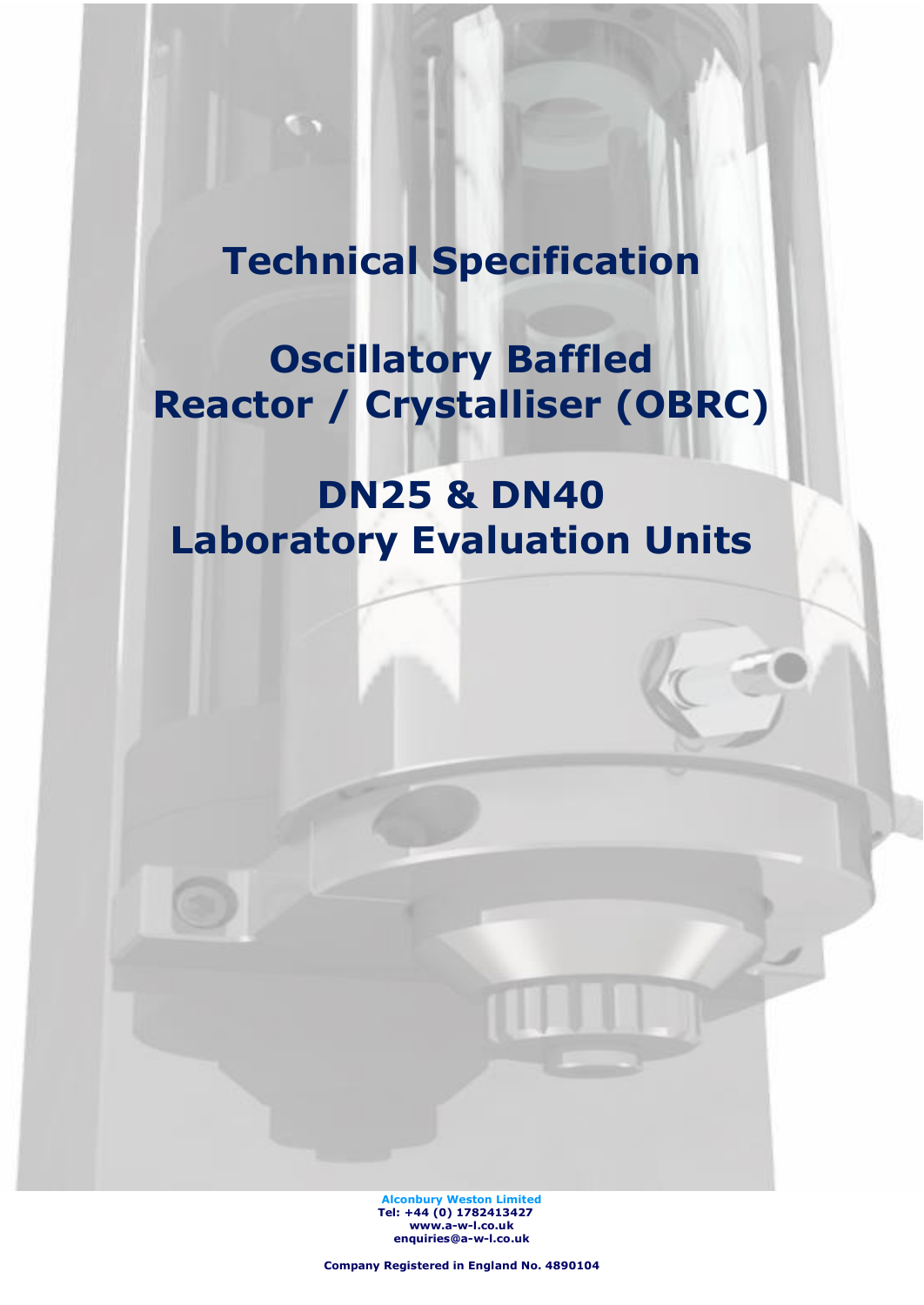# Technical Specification

# Oscillatory Baffled Reactor / Crystalliser (OBRC)

# DN25 & DN40 Laboratory Evaluation Units

**Alconbury Weston Limited**
**Tel: +44 (0) 1782413427**
**www.a-w-l.co.uk**
**enquiries@a-w-l.co.uk**

**Company Registered in England No. 4890104**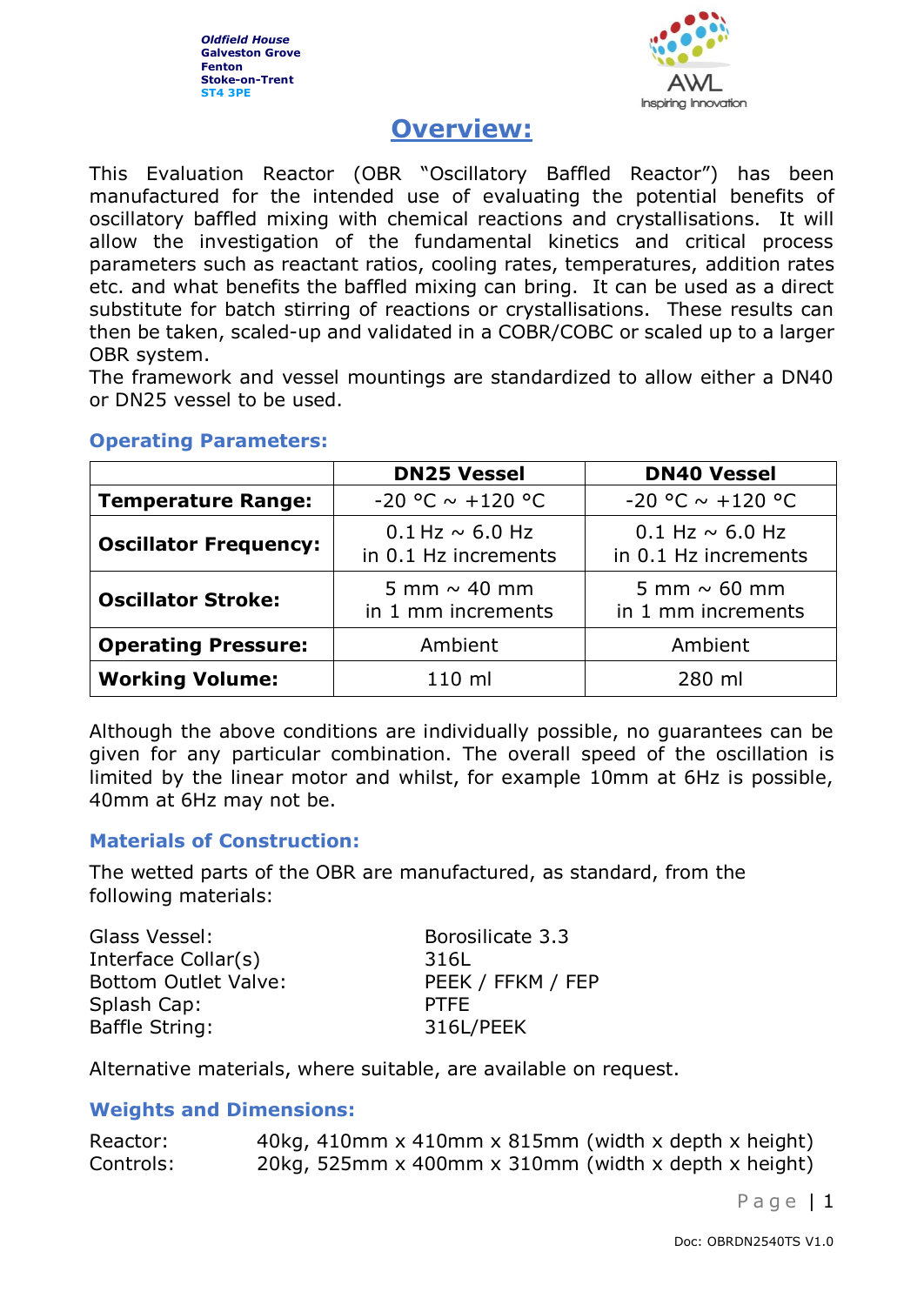Oldfield House
Galveston Grove
Fenton
Stoke-on-Trent
ST4 3PE

# Overview:

This Evaluation Reactor (OBR "Oscillatory Baffled Reactor") has been manufactured for the intended use of evaluating the potential benefits of oscillatory baffled mixing with chemical reactions and crystallisations. It will allow the investigation of the fundamental kinetics and critical process parameters such as reactant ratios, cooling rates, temperatures, addition rates etc. and what benefits the baffled mixing can bring. It can be used as a direct substitute for batch stirring of reactions or crystallisations. These results can then be taken, scaled-up and validated in a COBR/COBC or scaled up to a larger OBR system.
The framework and vessel mountings are standardized to allow either a DN40 or DN25 vessel to be used.

## Operating Parameters:

| | DN25 Vessel | DN40 Vessel |
|---|---|---|
| **Temperature Range:** | -20 °C ~ +120 °C | -20 °C ~ +120 °C |
| **Oscillator Frequency:** | 0.1 Hz ~ 6.0 Hz in 0.1 Hz increments | 0.1 Hz ~ 6.0 Hz in 0.1 Hz increments |
| **Oscillator Stroke:** | 5 mm ~ 40 mm in 1 mm increments | 5 mm ~ 60 mm in 1 mm increments |
| **Operating Pressure:** | Ambient | Ambient |
| **Working Volume:** | 110 ml | 280 ml |

Although the above conditions are individually possible, no guarantees can be given for any particular combination. The overall speed of the oscillation is limited by the linear motor and whilst, for example 10mm at 6Hz is possible, 40mm at 6Hz may not be.

## Materials of Construction:

The wetted parts of the OBR are manufactured, as standard, from the following materials:

| | |
|---|---|
| Glass Vessel: | Borosilicate 3.3 |
| Interface Collar(s) | 316L |
| Bottom Outlet Valve: | PEEK / FFKM / FEP |
| Splash Cap: | PTFE |
| Baffle String: | 316L/PEEK |

Alternative materials, where suitable, are available on request.

## Weights and Dimensions:

Reactor: 40kg, 410mm x 410mm x 815mm (width x depth x height)
Controls: 20kg, 525mm x 400mm x 310mm (width x depth x height)

Doc: OBRDN2540TS V1.0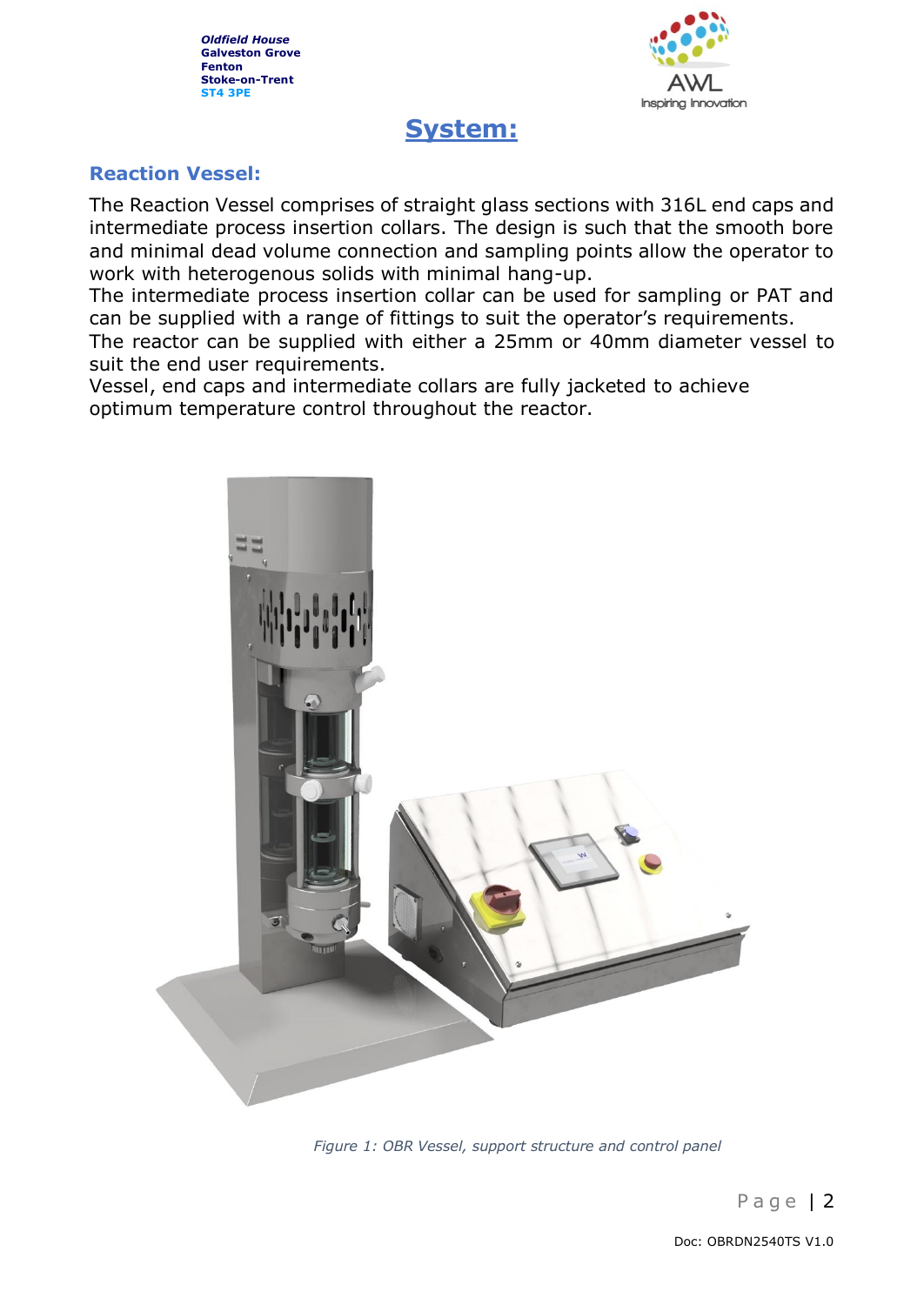# System:

## Reaction Vessel:

The Reaction Vessel comprises of straight glass sections with 316L end caps and intermediate process insertion collars. The design is such that the smooth bore and minimal dead volume connection and sampling points allow the operator to work with heterogenous solids with minimal hang-up.
The intermediate process insertion collar can be used for sampling or PAT and can be supplied with a range of fittings to suit the operator's requirements.
The reactor can be supplied with either a 25mm or 40mm diameter vessel to suit the end user requirements.
Vessel, end caps and intermediate collars are fully jacketed to achieve optimum temperature control throughout the reactor.

*Figure 1: OBR Vessel, support structure and control panel*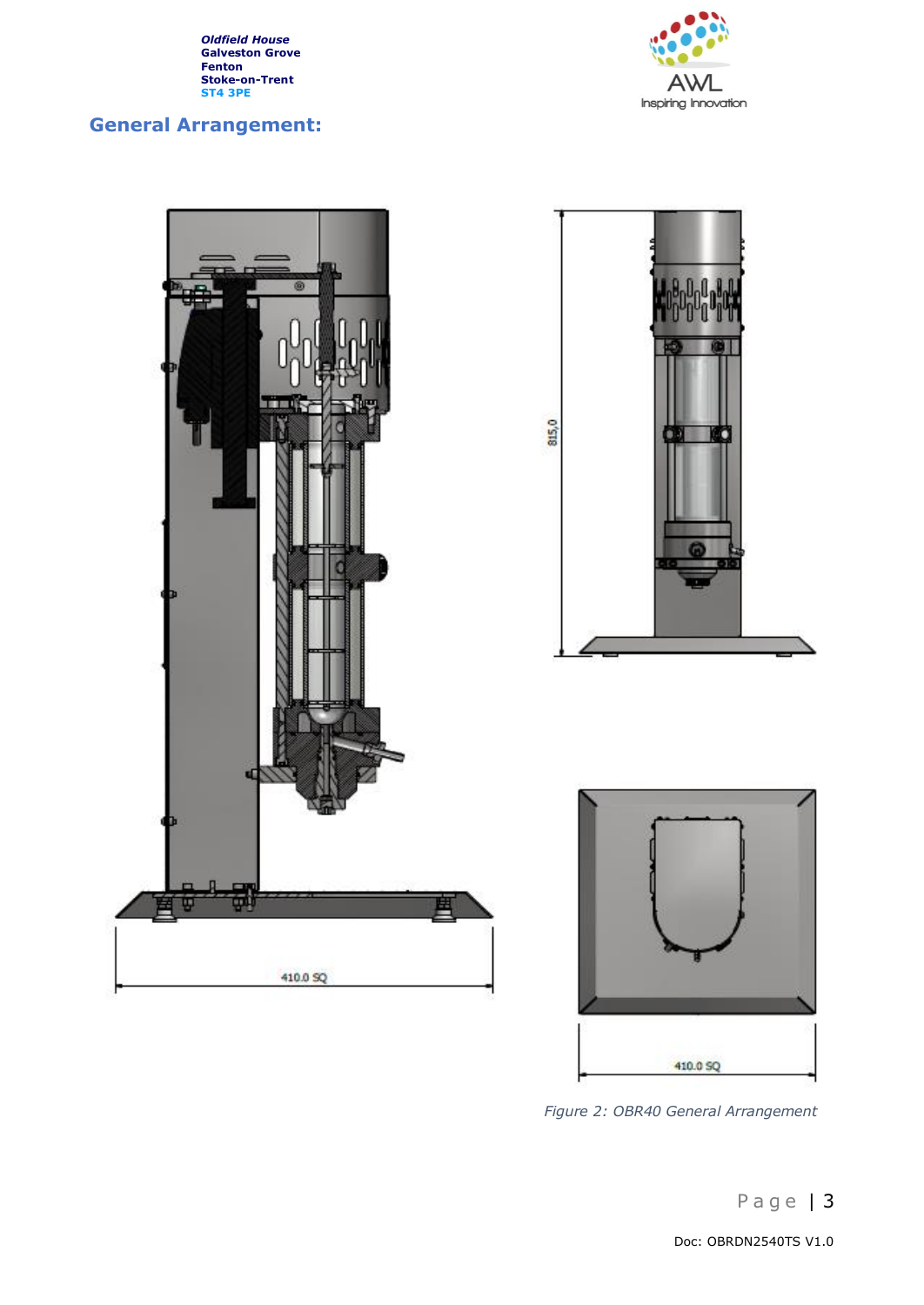## General Arrangement:

Figure 2: OBR40 General Arrangement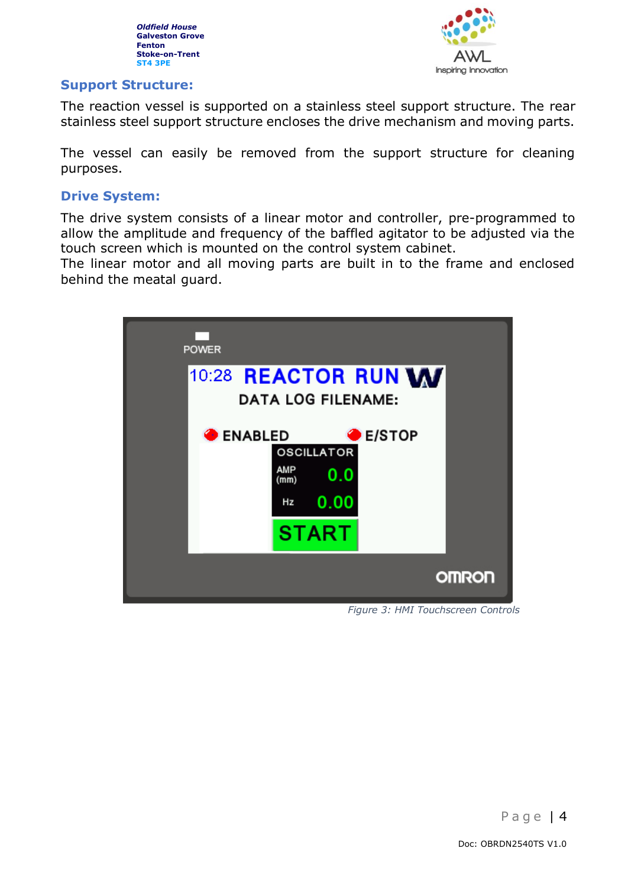## Support Structure:

The reaction vessel is supported on a stainless steel support structure. The rear stainless steel support structure encloses the drive mechanism and moving parts.

The vessel can easily be removed from the support structure for cleaning purposes.

## Drive System:

The drive system consists of a linear motor and controller, pre-programmed to allow the amplitude and frequency of the baffled agitator to be adjusted via the touch screen which is mounted on the control system cabinet.
The linear motor and all moving parts are built in to the frame and enclosed behind the meatal guard.

*Figure 3: HMI Touchscreen Controls*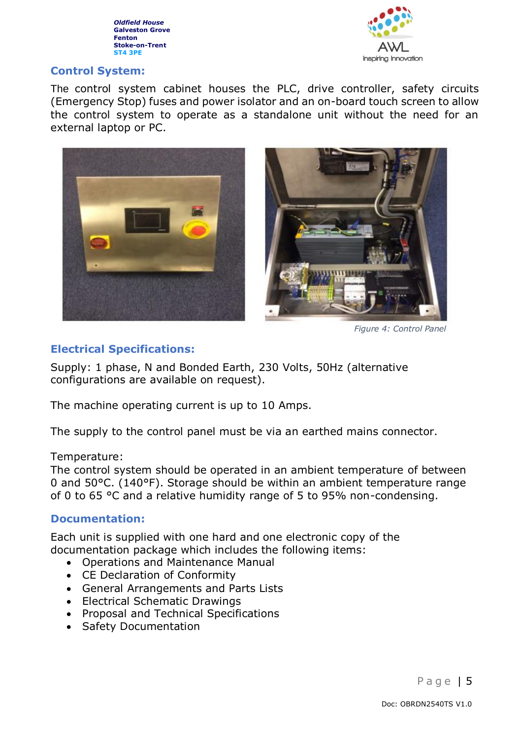## Control System:

The control system cabinet houses the PLC, drive controller, safety circuits (Emergency Stop) fuses and power isolator and an on-board touch screen to allow the control system to operate as a standalone unit without the need for an external laptop or PC.

*Figure 4: Control Panel*

## Electrical Specifications:

Supply: 1 phase, N and Bonded Earth, 230 Volts, 50Hz (alternative configurations are available on request).

The machine operating current is up to 10 Amps.

The supply to the control panel must be via an earthed mains connector.

Temperature:
The control system should be operated in an ambient temperature of between 0 and 50°C. (140°F). Storage should be within an ambient temperature range of 0 to 65 °C and a relative humidity range of 5 to 95% non-condensing.

## Documentation:

Each unit is supplied with one hard and one electronic copy of the documentation package which includes the following items:

- Operations and Maintenance Manual
- CE Declaration of Conformity
- General Arrangements and Parts Lists
- Electrical Schematic Drawings
- Proposal and Technical Specifications
- Safety Documentation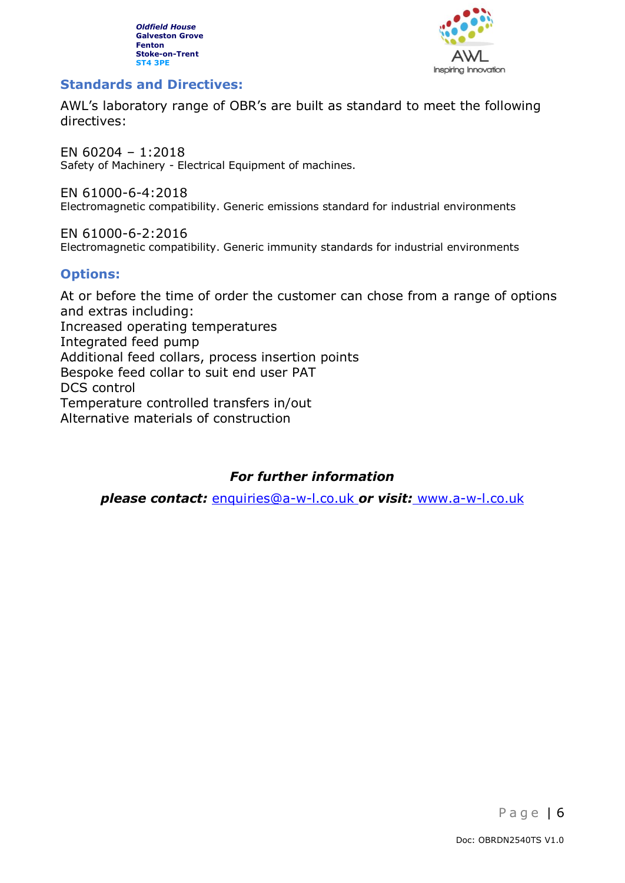## Standards and Directives:

AWL's laboratory range of OBR's are built as standard to meet the following directives:

EN 60204 – 1:2018
Safety of Machinery - Electrical Equipment of machines.

EN 61000-6-4:2018
Electromagnetic compatibility. Generic emissions standard for industrial environments

EN 61000-6-2:2016
Electromagnetic compatibility. Generic immunity standards for industrial environments

## Options:

At or before the time of order the customer can chose from a range of options and extras including:
Increased operating temperatures
Integrated feed pump
Additional feed collars, process insertion points
Bespoke feed collar to suit end user PAT
DCS control
Temperature controlled transfers in/out
Alternative materials of construction

***For further information***

***please contact:*** enquiries@a-w-l.co.uk ***or visit:*** www.a-w-l.co.uk

Doc: OBRDN2540TS V1.0